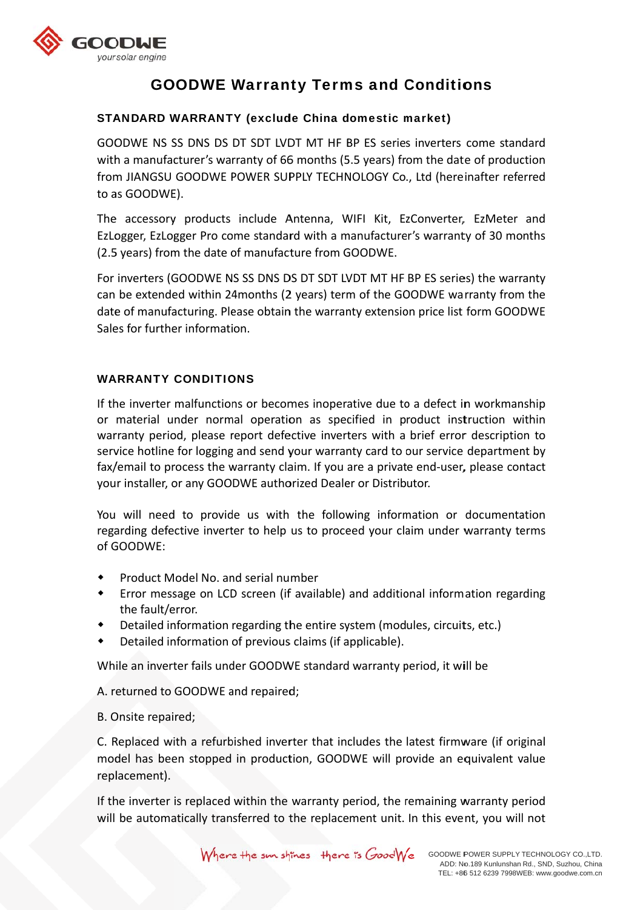# GOODWE Warranty Terms and Conditions

## STANDARD WARRANTY (exclude China domestic market)

GOODWE NS SS DNS DS DT SDT LVDT MT HF BP ES series inverters come standard with a manufacturer's warranty of 66 months (5.5 years) from the date of production from JIANGSU GOODWE POWER SUPPLY TECHNOLOGY Co., Ltd (hereinafter referred to as GOODWE).

The accessory products include Antenna, WIFI Kit, EzConverter, EzMeter and EzLogger, EzLogger Pro come standard with a manufacturer's warranty of 30 months (2.5 years) from the date of manufacture from GOODWE.

For inverters (GOODWE NS SS DNS DS DT SDT LVDT MT HF BP ES series) the warranty can be extended within 24months (2 years) term of the GOODWE warranty from the date of manufacturing. Please obtain the warranty extension price list form GOODWE Sales for further information.

## WARRANTY CONDITIONS

If the inverter malfunctions or becomes inoperative due to a defect in workmanship or material under normal operation as specified in product instruction within warranty period, please report defective inverters with a brief error description to service hotline for logging and send your warranty card to our service department by fax/email to process the warranty claim. If you are a private end-user, please contact your installer, or any GOODWE authorized Dealer or Distributor.

You will need to provide us with the following information or documentation regarding defective inverter to help us to proceed your claim under warranty terms of GOODWE:

- Product Model No. and serial number
- Error message on LCD screen (if available) and additional information regarding the fault/error.
- Detailed information regarding the entire system (modules, circuits, etc.)
- Detailed information of previous claims (if applicable).

While an inverter fails under GOODWE standard warranty period, it will be

A. returned to GOODWE and repaired;

B. Onsite repaired;

C. Replaced with a refurbished inverter that includes the latest firmware (if original model has been stopped in production, GOODWE will provide an equivalent value replacement).

If the inverter is replaced within the warranty period, the remaining warranty period will be automatically transferred to the replacement unit. In this event, you will not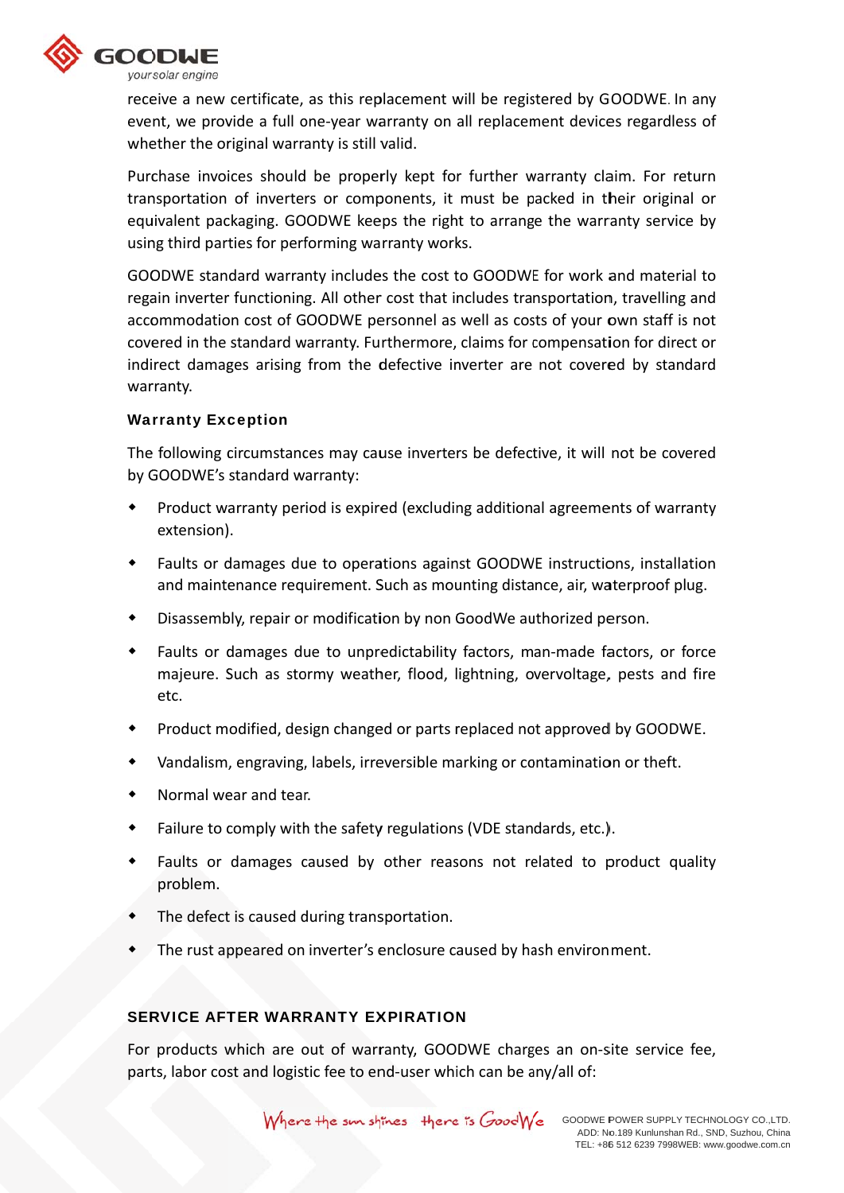receive a new certificate, as this replacement will be registered by GOODWE. In any event, we provide a full one-year warranty on all replacement devices regardless of whether the original warranty is still valid.

Purchase invoices should be properly kept for further warranty claim. For return transportation of inverters or components, it must be packed in their original or equivalent packaging. GOODWE keeps the right to arrange the warranty service by using third parties for performing warranty works.

GOODWE standard warranty includes the cost to GOODWE for work and material to regain inverter functioning. All other cost that includes transportation, travelling and accommodation cost of GOODWE personnel as well as costs of your own staff is not covered in the standard warranty. Furthermore, claims for compensation for direct or indirect damages arising from the defective inverter are not covered by standard warranty.

### Warranty Exception

The following circumstances may cause inverters be defective, it will not be covered by GOODWE's standard warranty:

- Product warranty period is expired (excluding additional agreements of warranty extension).
- Faults or damages due to operations against GOODWE instructions, installation and maintenance requirement. Such as mounting distance, air, waterproof plug.
- Disassembly, repair or modification by non GoodWe authorized person.
- Faults or damages due to unpredictability factors, man-made factors, or force majeure. Such as stormy weather, flood, lightning, overvoltage, pests and fire etc.
- Product modified, design changed or parts replaced not approved by GOODWE.
- Vandalism, engraving, labels, irreversible marking or contamination or theft.
- Normal wear and tear.
- Failure to comply with the safety regulations (VDE standards, etc.).
- Faults or damages caused by other reasons not related to product quality problem.
- The defect is caused during transportation.
- The rust appeared on inverter's enclosure caused by hash environment.

## SERVICE AFTER WARRANTY EXPIRATION

For products which are out of warranty, GOODWE charges an on-site service fee, parts, labor cost and logistic fee to end-user which can be any/all of: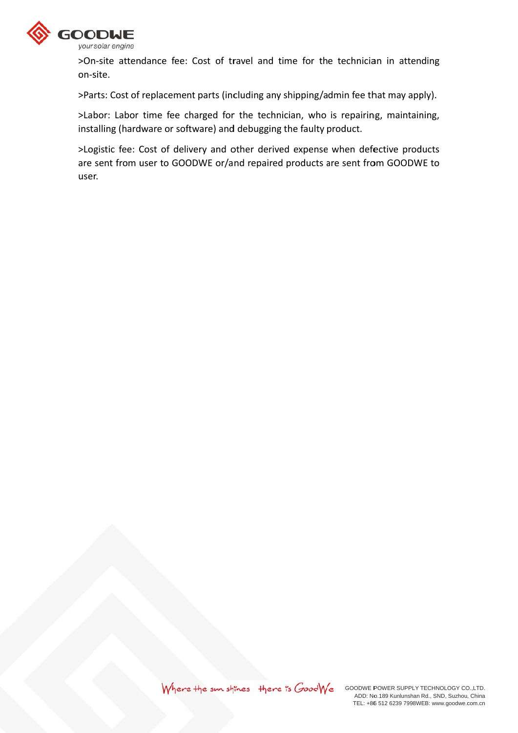>On-site attendance fee: Cost of travel and time for the technician in attending on-site.

>Parts: Cost of replacement parts (including any shipping/admin fee that may apply).

>Labor: Labor time fee charged for the technician, who is repairing, maintaining, installing (hardware or software) and debugging the faulty product.

>Logistic fee: Cost of delivery and other derived expense when defective products are sent from user to GOODWE or/and repaired products are sent from GOODWE to user.